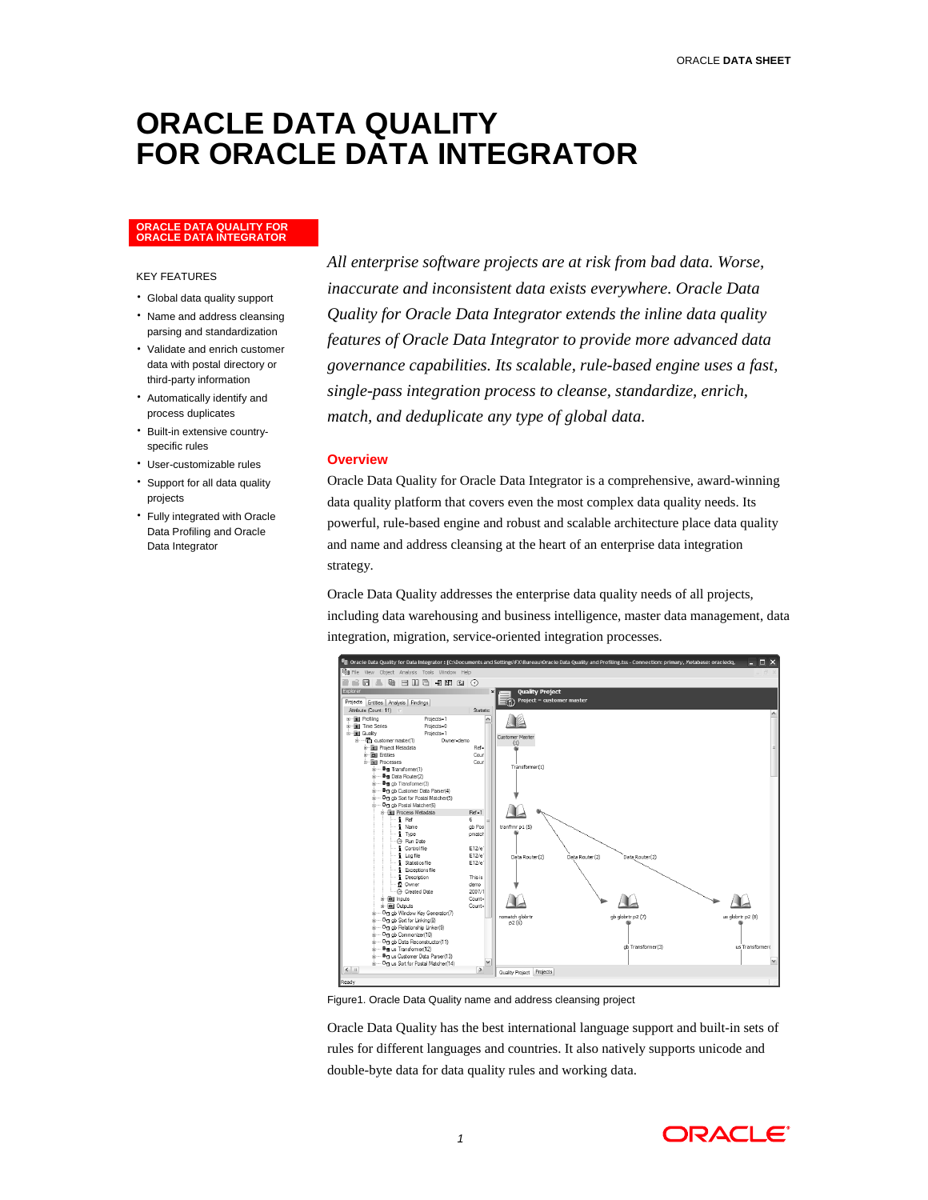# ORACLE DATA QUALITY FOR ORACLE DATA INTEGRATOR

**ORACLE DATA QUALITY FOR ORACLE DATA INTEGRATOR**

KEY FEATURES

- Global data quality support
- Name and address cleansing parsing and standardization
- Validate and enrich customer data with postal directory or third-party information
- Automatically identify and process duplicates
- Built-in extensive country-specific rules
- User-customizable rules
- Support for all data quality projects
- Fully integrated with Oracle Data Profiling and Oracle Data Integrator

*All enterprise software projects are at risk from bad data. Worse, inaccurate and inconsistent data exists everywhere. Oracle Data Quality for Oracle Data Integrator extends the inline data quality features of Oracle Data Integrator to provide more advanced data governance capabilities. Its scalable, rule-based engine uses a fast, single-pass integration process to cleanse, standardize, enrich, match, and deduplicate any type of global data.*

## Overview

Oracle Data Quality for Oracle Data Integrator is a comprehensive, award-winning data quality platform that covers even the most complex data quality needs. Its powerful, rule-based engine and robust and scalable architecture place data quality and name and address cleansing at the heart of an enterprise data integration strategy.

Oracle Data Quality addresses the enterprise data quality needs of all projects, including data warehousing and business intelligence, master data management, data integration, migration, service-oriented integration processes.

Figure1. Oracle Data Quality name and address cleansing project

Oracle Data Quality has the best international language support and built-in sets of rules for different languages and countries. It also natively supports unicode and double-byte data for data quality rules and working data.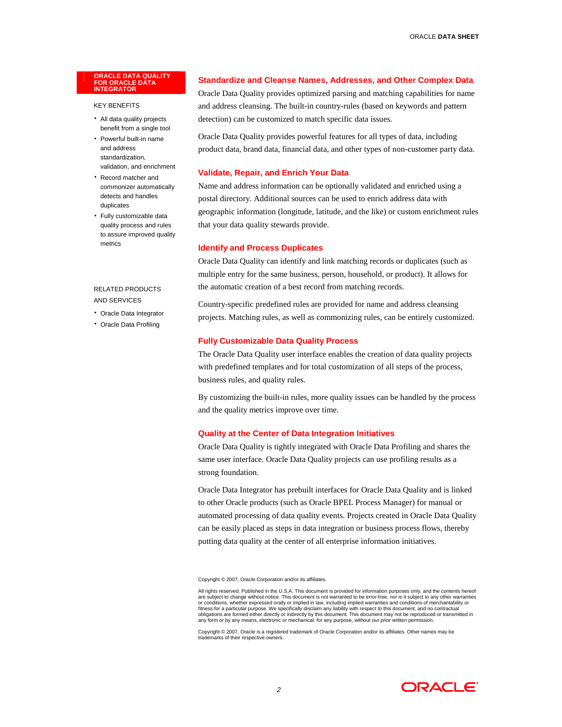## ORACLE DATA QUALITY FOR ORACLE DATA INTEGRATOR

KEY BENEFITS

- All data quality projects benefit from a single tool
- Powerful built-in name and address standardization, validation, and enrichment
- Record matcher and commonizer automatically detects and handles duplicates
- Fully customizable data quality process and rules to assure improved quality metrics

RELATED PRODUCTS AND SERVICES

- Oracle Data Integrator
- Oracle Data Profiling

### Standardize and Cleanse Names, Addresses, and Other Complex Data

Oracle Data Quality provides optimized parsing and matching capabilities for name and address cleansing. The built-in country-rules (based on keywords and pattern detection) can be customized to match specific data issues.

Oracle Data Quality provides powerful features for all types of data, including product data, brand data, financial data, and other types of non-customer party data.

### Validate, Repair, and Enrich Your Data

Name and address information can be optionally validated and enriched using a postal directory. Additional sources can be used to enrich address data with geographic information (longitude, latitude, and the like) or custom enrichment rules that your data quality stewards provide.

### Identify and Process Duplicates

Oracle Data Quality can identify and link matching records or duplicates (such as multiple entry for the same business, person, household, or product). It allows for the automatic creation of a best record from matching records.

Country-specific predefined rules are provided for name and address cleansing projects. Matching rules, as well as commonizing rules, can be entirely customized.

### Fully Customizable Data Quality Process

The Oracle Data Quality user interface enables the creation of data quality projects with predefined templates and for total customization of all steps of the process, business rules, and quality rules.

By customizing the built-in rules, more quality issues can be handled by the process and the quality metrics improve over time.

### Quality at the Center of Data Integration Initiatives

Oracle Data Quality is tightly integrated with Oracle Data Profiling and shares the same user interface. Oracle Data Quality projects can use profiling results as a strong foundation.

Oracle Data Integrator has prebuilt interfaces for Oracle Data Quality and is linked to other Oracle products (such as Oracle BPEL Process Manager) for manual or automated processing of data quality events. Projects created in Oracle Data Quality can be easily placed as steps in data integration or business process flows, thereby putting data quality at the center of all enterprise information initiatives.

Copyright © 2007, Oracle Corporation and/or its affiliates.

All rights reserved. Published in the U.S.A. This document is provided for information purposes only, and the contents hereof are subject to change without notice. This document is not warranted to be error-free, nor is it subject to any other warranties or conditions, whether expressed orally or implied in law, including implied warranties and conditions of merchantability or fitness for a particular purpose. We specifically disclaim any liability with respect to this document, and no contractual obligations are formed either directly or indirectly by this document. This document may not be reproduced or transmitted in any form or by any means, electronic or mechanical, for any purpose, without our prior written permission.

Copyright © 2007, Oracle is a registered trademark of Oracle Corporation and/or its affiliates. Other names may be trademarks of their respective owners.